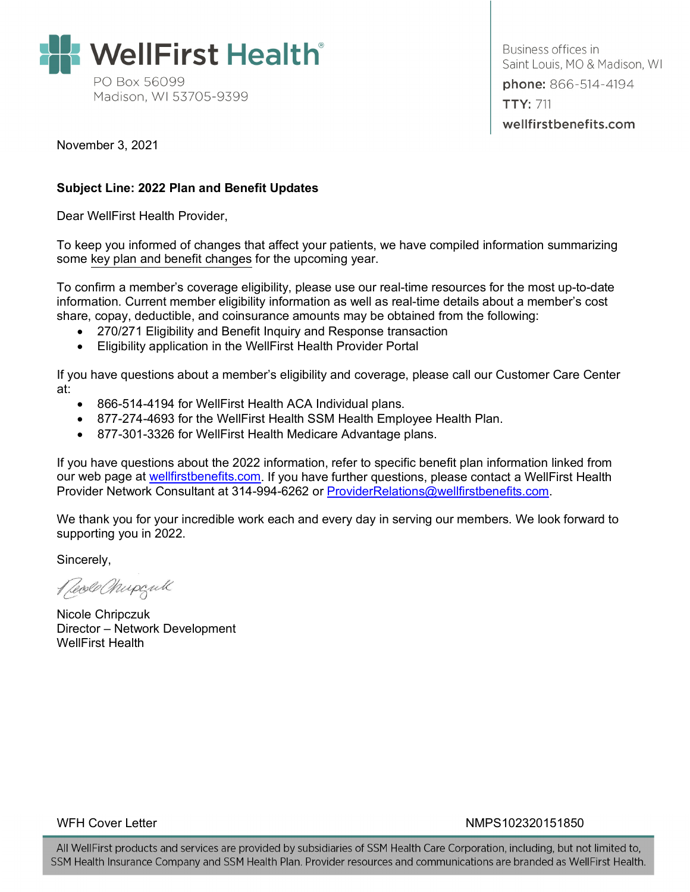# WellFirst Health

PO Box 56099
Madison, WI 53705-9399

Business offices in
Saint Louis, MO & Madison, WI
**phone:** 866-514-4194
**TTY:** 711
wellfirstbenefits.com

November 3, 2021

**Subject Line: 2022 Plan and Benefit Updates**

Dear WellFirst Health Provider,

To keep you informed of changes that affect your patients, we have compiled information summarizing some key plan and benefit changes for the upcoming year.

To confirm a member's coverage eligibility, please use our real-time resources for the most up-to-date information. Current member eligibility information as well as real-time details about a member's cost share, copay, deductible, and coinsurance amounts may be obtained from the following:

- 270/271 Eligibility and Benefit Inquiry and Response transaction
- Eligibility application in the WellFirst Health Provider Portal

If you have questions about a member's eligibility and coverage, please call our Customer Care Center at:

- 866-514-4194 for WellFirst Health ACA Individual plans.
- 877-274-4693 for the WellFirst Health SSM Health Employee Health Plan.
- 877-301-3326 for WellFirst Health Medicare Advantage plans.

If you have questions about the 2022 information, refer to specific benefit plan information linked from our web page at wellfirstbenefits.com. If you have further questions, please contact a WellFirst Health Provider Network Consultant at 314-994-6262 or ProviderRelations@wellfirstbenefits.com.

We thank you for your incredible work each and every day in serving our members. We look forward to supporting you in 2022.

Sincerely,

Nicole Chripczuk
Director – Network Development
WellFirst Health

WFH Cover Letter NMPS102320151850

All WellFirst products and services are provided by subsidiaries of SSM Health Care Corporation, including, but not limited to, SSM Health Insurance Company and SSM Health Plan. Provider resources and communications are branded as WellFirst Health.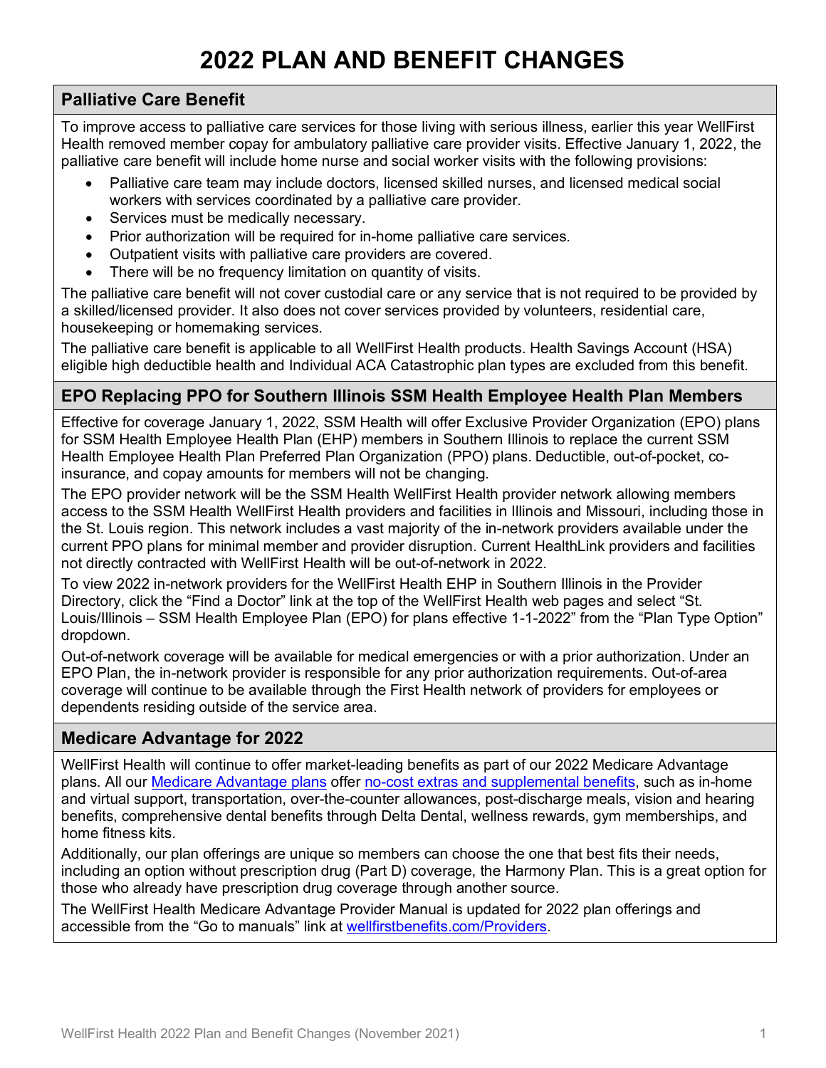# 2022 PLAN AND BENEFIT CHANGES

## Palliative Care Benefit

To improve access to palliative care services for those living with serious illness, earlier this year WellFirst Health removed member copay for ambulatory palliative care provider visits. Effective January 1, 2022, the palliative care benefit will include home nurse and social worker visits with the following provisions:

- Palliative care team may include doctors, licensed skilled nurses, and licensed medical social workers with services coordinated by a palliative care provider.
- Services must be medically necessary.
- Prior authorization will be required for in-home palliative care services.
- Outpatient visits with palliative care providers are covered.
- There will be no frequency limitation on quantity of visits.

The palliative care benefit will not cover custodial care or any service that is not required to be provided by a skilled/licensed provider. It also does not cover services provided by volunteers, residential care, housekeeping or homemaking services.

The palliative care benefit is applicable to all WellFirst Health products. Health Savings Account (HSA) eligible high deductible health and Individual ACA Catastrophic plan types are excluded from this benefit.

## EPO Replacing PPO for Southern Illinois SSM Health Employee Health Plan Members

Effective for coverage January 1, 2022, SSM Health will offer Exclusive Provider Organization (EPO) plans for SSM Health Employee Health Plan (EHP) members in Southern Illinois to replace the current SSM Health Employee Health Plan Preferred Plan Organization (PPO) plans. Deductible, out-of-pocket, co-insurance, and copay amounts for members will not be changing.

The EPO provider network will be the SSM Health WellFirst Health provider network allowing members access to the SSM Health WellFirst Health providers and facilities in Illinois and Missouri, including those in the St. Louis region. This network includes a vast majority of the in-network providers available under the current PPO plans for minimal member and provider disruption. Current HealthLink providers and facilities not directly contracted with WellFirst Health will be out-of-network in 2022.

To view 2022 in-network providers for the WellFirst Health EHP in Southern Illinois in the Provider Directory, click the "Find a Doctor" link at the top of the WellFirst Health web pages and select "St. Louis/Illinois – SSM Health Employee Plan (EPO) for plans effective 1-1-2022" from the "Plan Type Option" dropdown.

Out-of-network coverage will be available for medical emergencies or with a prior authorization. Under an EPO Plan, the in-network provider is responsible for any prior authorization requirements. Out-of-area coverage will continue to be available through the First Health network of providers for employees or dependents residing outside of the service area.

## Medicare Advantage for 2022

WellFirst Health will continue to offer market-leading benefits as part of our 2022 Medicare Advantage plans. All our Medicare Advantage plans offer no-cost extras and supplemental benefits, such as in-home and virtual support, transportation, over-the-counter allowances, post-discharge meals, vision and hearing benefits, comprehensive dental benefits through Delta Dental, wellness rewards, gym memberships, and home fitness kits.

Additionally, our plan offerings are unique so members can choose the one that best fits their needs, including an option without prescription drug (Part D) coverage, the Harmony Plan. This is a great option for those who already have prescription drug coverage through another source.

The WellFirst Health Medicare Advantage Provider Manual is updated for 2022 plan offerings and accessible from the "Go to manuals" link at wellfirstbenefits.com/Providers.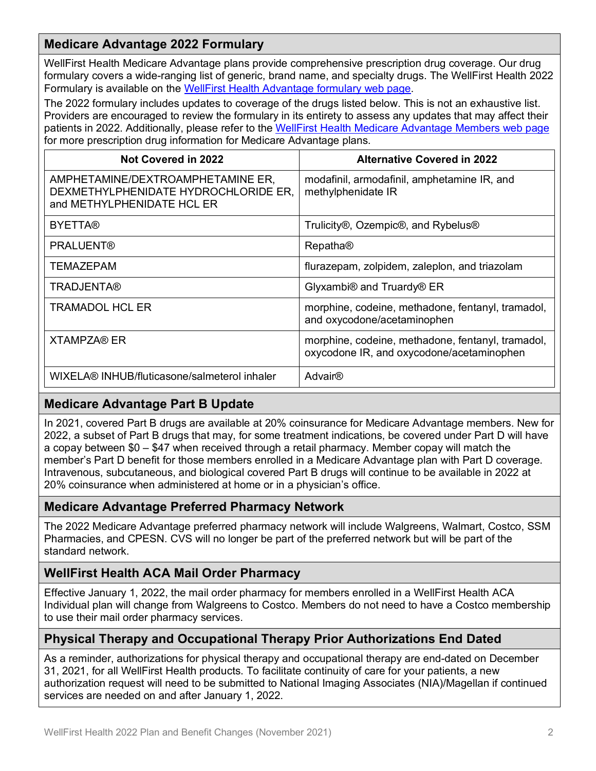## Medicare Advantage 2022 Formulary

WellFirst Health Medicare Advantage plans provide comprehensive prescription drug coverage. Our drug formulary covers a wide-ranging list of generic, brand name, and specialty drugs. The WellFirst Health 2022 Formulary is available on the [WellFirst Health Advantage formulary web page](#).

The 2022 formulary includes updates to coverage of the drugs listed below. This is not an exhaustive list. Providers are encouraged to review the formulary in its entirety to assess any updates that may affect their patients in 2022. Additionally, please refer to the [WellFirst Health Medicare Advantage Members web page](#) for more prescription drug information for Medicare Advantage plans.

| Not Covered in 2022 | Alternative Covered in 2022 |
|---|---|
| AMPHETAMINE/DEXTROAMPHETAMINE ER, DEXMETHYLPHENIDATE HYDROCHLORIDE ER, and METHYLPHENIDATE HCL ER | modafinil, armodafinil, amphetamine IR, and methylphenidate IR |
| BYETTA® | Trulicity®, Ozempic®, and Rybelus® |
| PRALUENT® | Repatha® |
| TEMAZEPAM | flurazepam, zolpidem, zaleplon, and triazolam |
| TRADJENTA® | Glyxambi® and Truardy® ER |
| TRAMADOL HCL ER | morphine, codeine, methadone, fentanyl, tramadol, and oxycodone/acetaminophen |
| XTAMPZA® ER | morphine, codeine, methadone, fentanyl, tramadol, oxycodone IR, and oxycodone/acetaminophen |
| WIXELA® INHUB/fluticasone/salmeterol inhaler | Advair® |

## Medicare Advantage Part B Update

In 2021, covered Part B drugs are available at 20% coinsurance for Medicare Advantage members. New for 2022, a subset of Part B drugs that may, for some treatment indications, be covered under Part D will have a copay between $0 – $47 when received through a retail pharmacy. Member copay will match the member's Part D benefit for those members enrolled in a Medicare Advantage plan with Part D coverage. Intravenous, subcutaneous, and biological covered Part B drugs will continue to be available in 2022 at 20% coinsurance when administered at home or in a physician's office.

## Medicare Advantage Preferred Pharmacy Network

The 2022 Medicare Advantage preferred pharmacy network will include Walgreens, Walmart, Costco, SSM Pharmacies, and CPESN. CVS will no longer be part of the preferred network but will be part of the standard network.

## WellFirst Health ACA Mail Order Pharmacy

Effective January 1, 2022, the mail order pharmacy for members enrolled in a WellFirst Health ACA Individual plan will change from Walgreens to Costco. Members do not need to have a Costco membership to use their mail order pharmacy services.

## Physical Therapy and Occupational Therapy Prior Authorizations End Dated

As a reminder, authorizations for physical therapy and occupational therapy are end-dated on December 31, 2021, for all WellFirst Health products. To facilitate continuity of care for your patients, a new authorization request will need to be submitted to National Imaging Associates (NIA)/Magellan if continued services are needed on and after January 1, 2022.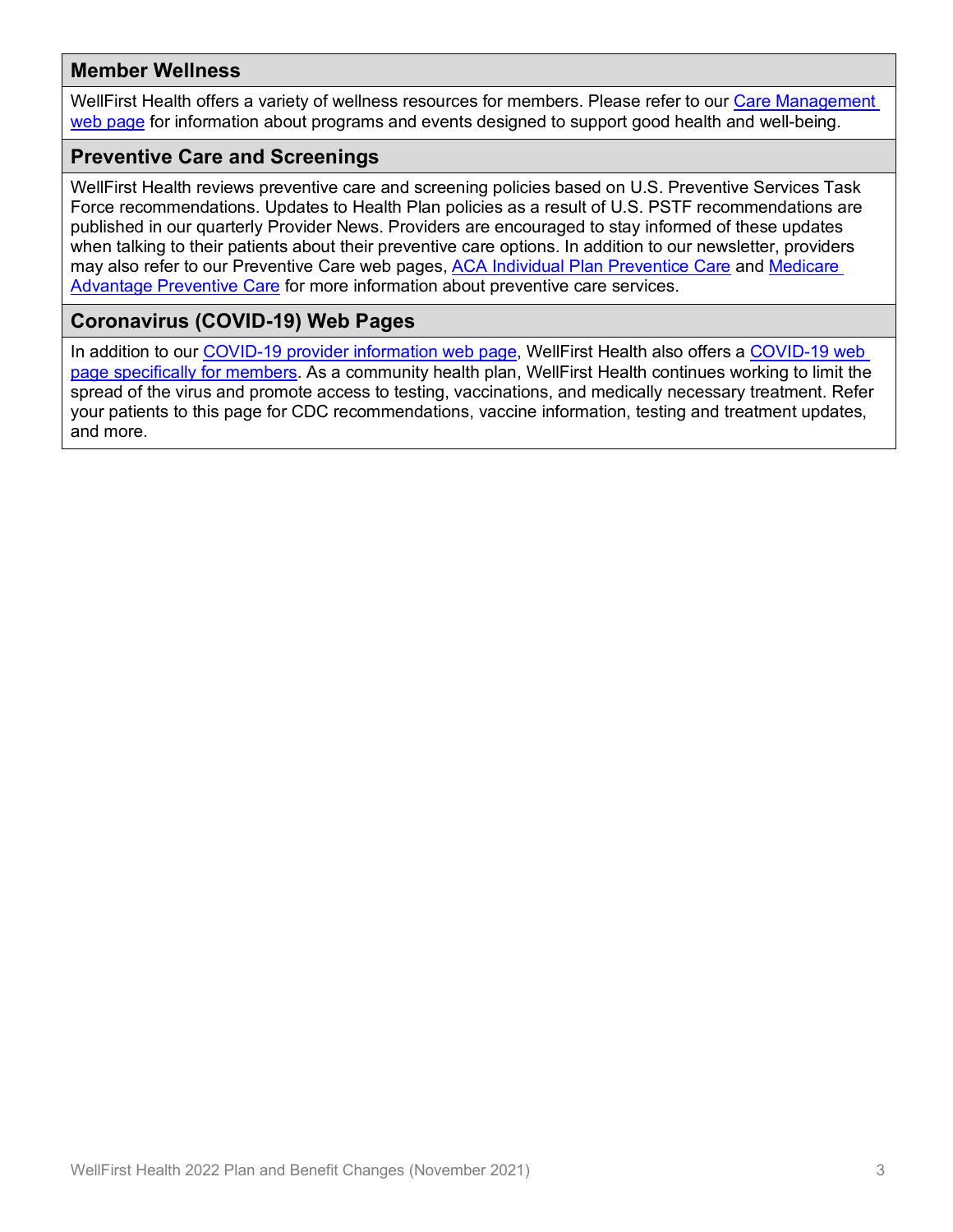## Member Wellness

WellFirst Health offers a variety of wellness resources for members. Please refer to our Care Management web page for information about programs and events designed to support good health and well-being.

## Preventive Care and Screenings

WellFirst Health reviews preventive care and screening policies based on U.S. Preventive Services Task Force recommendations. Updates to Health Plan policies as a result of U.S. PSTF recommendations are published in our quarterly Provider News. Providers are encouraged to stay informed of these updates when talking to their patients about their preventive care options. In addition to our newsletter, providers may also refer to our Preventive Care web pages, ACA Individual Plan Preventice Care and Medicare Advantage Preventive Care for more information about preventive care services.

## Coronavirus (COVID-19) Web Pages

In addition to our COVID-19 provider information web page, WellFirst Health also offers a COVID-19 web page specifically for members. As a community health plan, WellFirst Health continues working to limit the spread of the virus and promote access to testing, vaccinations, and medically necessary treatment. Refer your patients to this page for CDC recommendations, vaccine information, testing and treatment updates, and more.